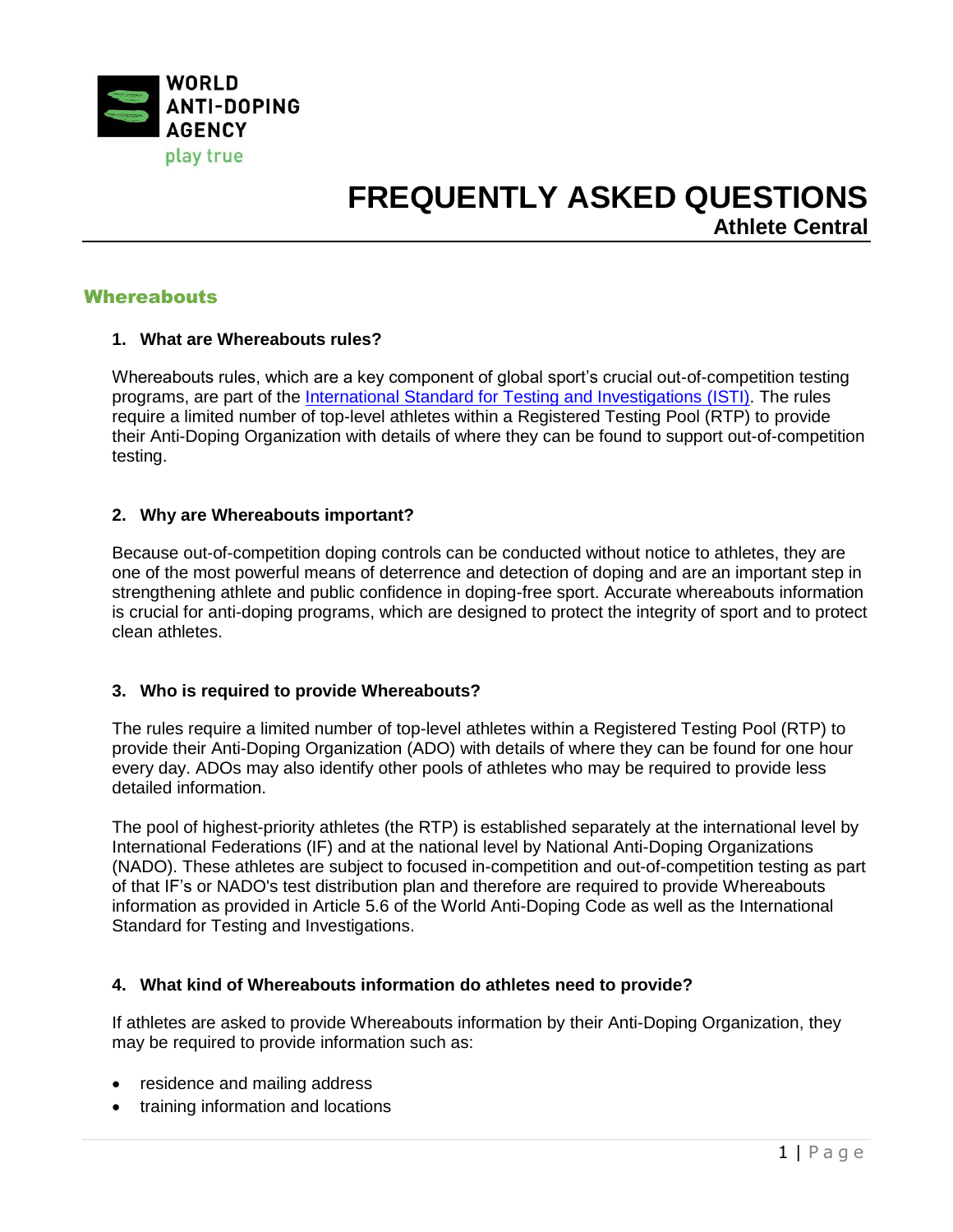WORLD ANTI-DOPING AGENCY

play true

# FREQUENTLY ASKED QUESTIONS

## Athlete Central

## Whereabouts

### 1. What are Whereabouts rules?

Whereabouts rules, which are a key component of global sport's crucial out-of-competition testing programs, are part of the [International Standard for Testing and Investigations (ISTI)](). The rules require a limited number of top-level athletes within a Registered Testing Pool (RTP) to provide their Anti-Doping Organization with details of where they can be found to support out-of-competition testing.

### 2. Why are Whereabouts important?

Because out-of-competition doping controls can be conducted without notice to athletes, they are one of the most powerful means of deterrence and detection of doping and are an important step in strengthening athlete and public confidence in doping-free sport. Accurate whereabouts information is crucial for anti-doping programs, which are designed to protect the integrity of sport and to protect clean athletes.

### 3. Who is required to provide Whereabouts?

The rules require a limited number of top-level athletes within a Registered Testing Pool (RTP) to provide their Anti-Doping Organization (ADO) with details of where they can be found for one hour every day. ADOs may also identify other pools of athletes who may be required to provide less detailed information.

The pool of highest-priority athletes (the RTP) is established separately at the international level by International Federations (IF) and at the national level by National Anti-Doping Organizations (NADO). These athletes are subject to focused in-competition and out-of-competition testing as part of that IF's or NADO's test distribution plan and therefore are required to provide Whereabouts information as provided in Article 5.6 of the World Anti-Doping Code as well as the International Standard for Testing and Investigations.

### 4. What kind of Whereabouts information do athletes need to provide?

If athletes are asked to provide Whereabouts information by their Anti-Doping Organization, they may be required to provide information such as:

- residence and mailing address
- training information and locations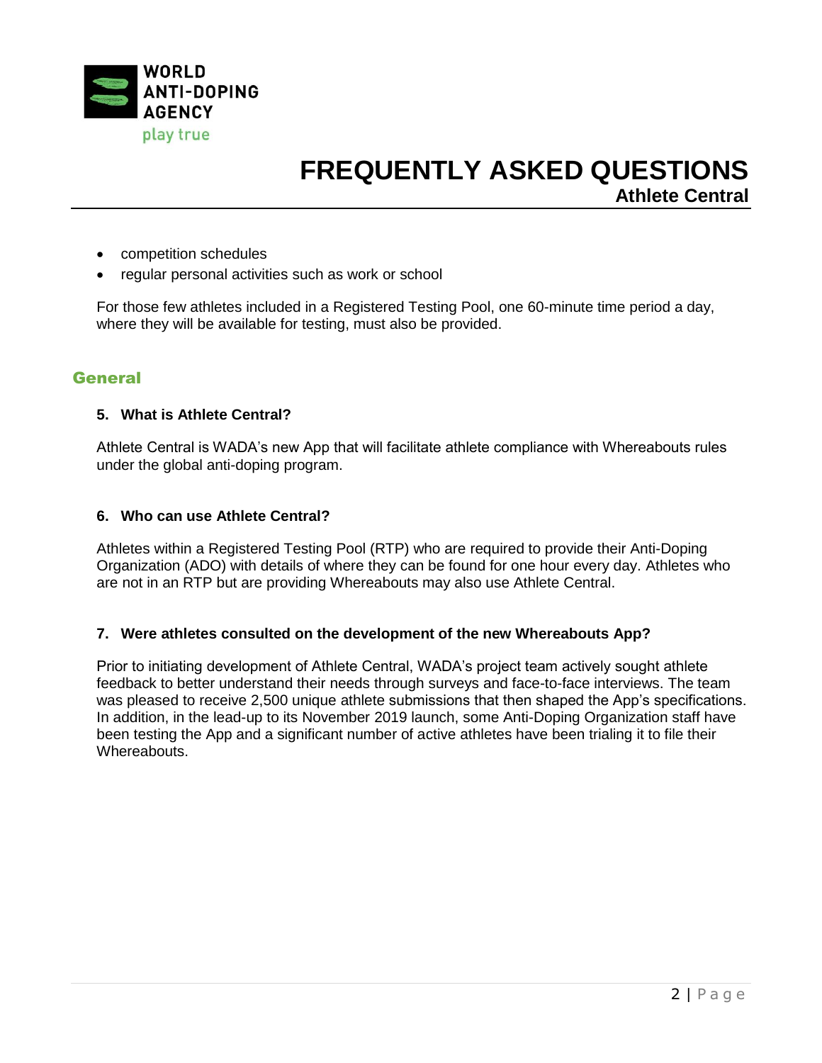- competition schedules
- regular personal activities such as work or school

For those few athletes included in a Registered Testing Pool, one 60-minute time period a day, where they will be available for testing, must also be provided.

## General

**5. What is Athlete Central?**

Athlete Central is WADA's new App that will facilitate athlete compliance with Whereabouts rules under the global anti-doping program.

**6. Who can use Athlete Central?**

Athletes within a Registered Testing Pool (RTP) who are required to provide their Anti-Doping Organization (ADO) with details of where they can be found for one hour every day. Athletes who are not in an RTP but are providing Whereabouts may also use Athlete Central.

**7. Were athletes consulted on the development of the new Whereabouts App?**

Prior to initiating development of Athlete Central, WADA's project team actively sought athlete feedback to better understand their needs through surveys and face-to-face interviews. The team was pleased to receive 2,500 unique athlete submissions that then shaped the App's specifications. In addition, in the lead-up to its November 2019 launch, some Anti-Doping Organization staff have been testing the App and a significant number of active athletes have been trialing it to file their Whereabouts.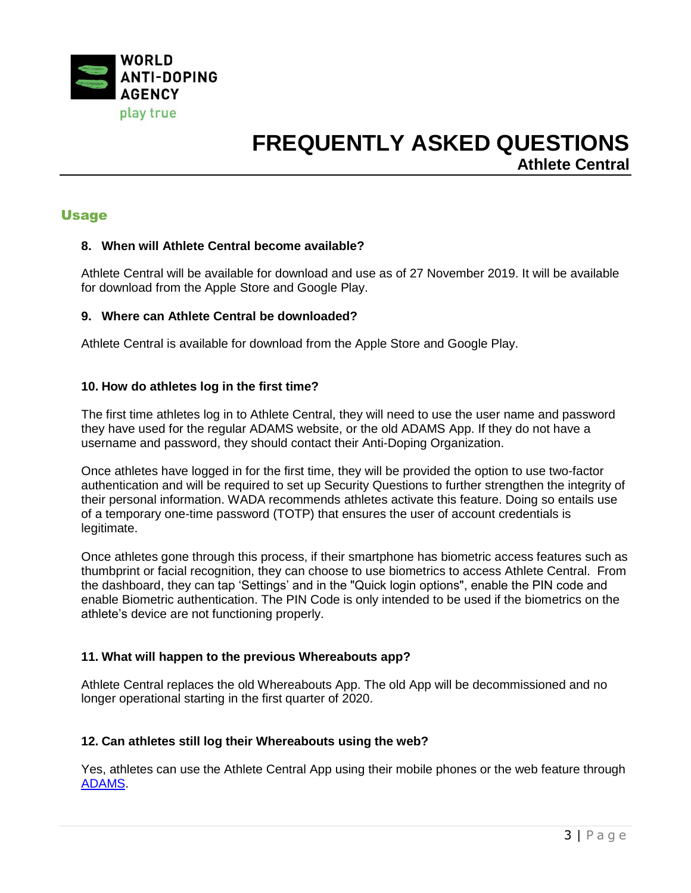## Usage

### 8. When will Athlete Central become available?

Athlete Central will be available for download and use as of 27 November 2019. It will be available for download from the Apple Store and Google Play.

### 9. Where can Athlete Central be downloaded?

Athlete Central is available for download from the Apple Store and Google Play.

### 10. How do athletes log in the first time?

The first time athletes log in to Athlete Central, they will need to use the user name and password they have used for the regular ADAMS website, or the old ADAMS App. If they do not have a username and password, they should contact their Anti-Doping Organization.

Once athletes have logged in for the first time, they will be provided the option to use two-factor authentication and will be required to set up Security Questions to further strengthen the integrity of their personal information. WADA recommends athletes activate this feature. Doing so entails use of a temporary one-time password (TOTP) that ensures the user of account credentials is legitimate.

Once athletes gone through this process, if their smartphone has biometric access features such as thumbprint or facial recognition, they can choose to use biometrics to access Athlete Central. From the dashboard, they can tap 'Settings' and in the "Quick login options", enable the PIN code and enable Biometric authentication. The PIN Code is only intended to be used if the biometrics on the athlete's device are not functioning properly.

### 11. What will happen to the previous Whereabouts app?

Athlete Central replaces the old Whereabouts App. The old App will be decommissioned and no longer operational starting in the first quarter of 2020.

### 12. Can athletes still log their Whereabouts using the web?

Yes, athletes can use the Athlete Central App using their mobile phones or the web feature through ADAMS.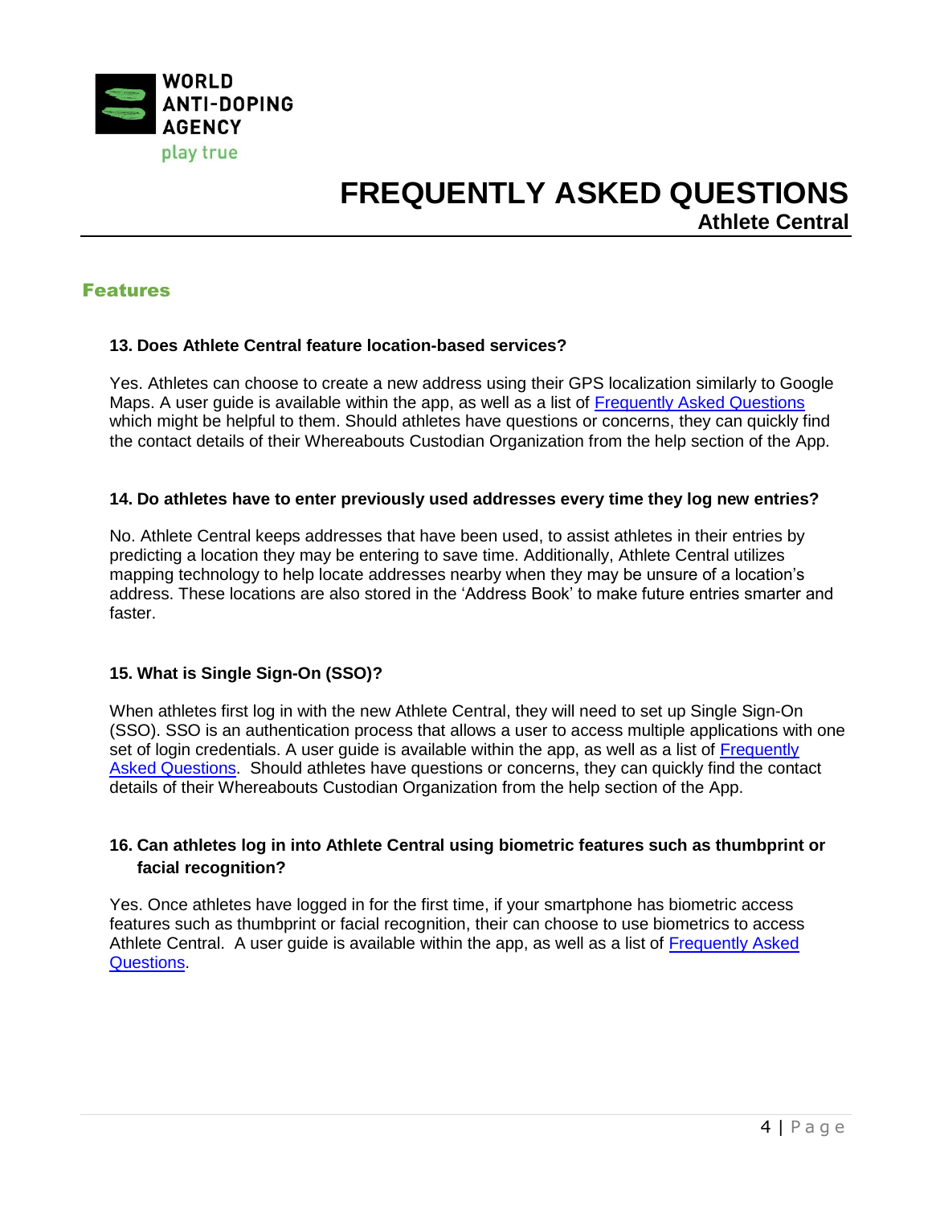## Features

### 13. Does Athlete Central feature location-based services?

Yes. Athletes can choose to create a new address using their GPS localization similarly to Google Maps. A user guide is available within the app, as well as a list of Frequently Asked Questions which might be helpful to them. Should athletes have questions or concerns, they can quickly find the contact details of their Whereabouts Custodian Organization from the help section of the App.

### 14. Do athletes have to enter previously used addresses every time they log new entries?

No. Athlete Central keeps addresses that have been used, to assist athletes in their entries by predicting a location they may be entering to save time. Additionally, Athlete Central utilizes mapping technology to help locate addresses nearby when they may be unsure of a location's address. These locations are also stored in the 'Address Book' to make future entries smarter and faster.

### 15. What is Single Sign-On (SSO)?

When athletes first log in with the new Athlete Central, they will need to set up Single Sign-On (SSO). SSO is an authentication process that allows a user to access multiple applications with one set of login credentials. A user guide is available within the app, as well as a list of Frequently Asked Questions. Should athletes have questions or concerns, they can quickly find the contact details of their Whereabouts Custodian Organization from the help section of the App.

### 16. Can athletes log in into Athlete Central using biometric features such as thumbprint or facial recognition?

Yes. Once athletes have logged in for the first time, if your smartphone has biometric access features such as thumbprint or facial recognition, their can choose to use biometrics to access Athlete Central. A user guide is available within the app, as well as a list of Frequently Asked Questions.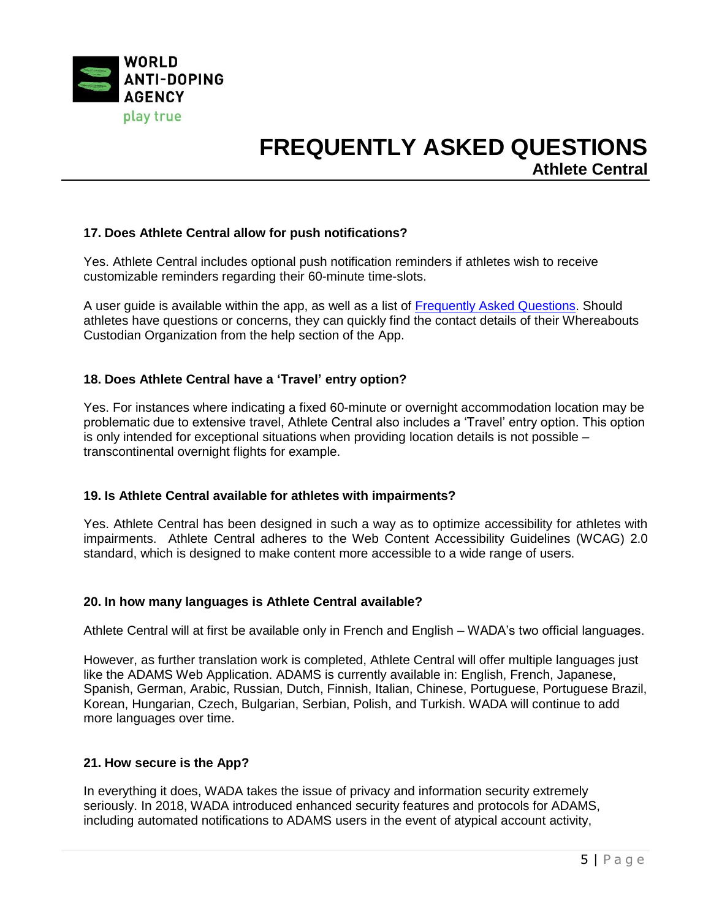**17. Does Athlete Central allow for push notifications?**

Yes. Athlete Central includes optional push notification reminders if athletes wish to receive customizable reminders regarding their 60-minute time-slots.

A user guide is available within the app, as well as a list of [Frequently Asked Questions](). Should athletes have questions or concerns, they can quickly find the contact details of their Whereabouts Custodian Organization from the help section of the App.

**18. Does Athlete Central have a 'Travel' entry option?**

Yes. For instances where indicating a fixed 60-minute or overnight accommodation location may be problematic due to extensive travel, Athlete Central also includes a 'Travel' entry option. This option is only intended for exceptional situations when providing location details is not possible – transcontinental overnight flights for example.

**19. Is Athlete Central available for athletes with impairments?**

Yes. Athlete Central has been designed in such a way as to optimize accessibility for athletes with impairments. Athlete Central adheres to the Web Content Accessibility Guidelines (WCAG) 2.0 standard, which is designed to make content more accessible to a wide range of users.

**20. In how many languages is Athlete Central available?**

Athlete Central will at first be available only in French and English – WADA's two official languages.

However, as further translation work is completed, Athlete Central will offer multiple languages just like the ADAMS Web Application. ADAMS is currently available in: English, French, Japanese, Spanish, German, Arabic, Russian, Dutch, Finnish, Italian, Chinese, Portuguese, Portuguese Brazil, Korean, Hungarian, Czech, Bulgarian, Serbian, Polish, and Turkish. WADA will continue to add more languages over time.

**21. How secure is the App?**

In everything it does, WADA takes the issue of privacy and information security extremely seriously. In 2018, WADA introduced enhanced security features and protocols for ADAMS, including automated notifications to ADAMS users in the event of atypical account activity,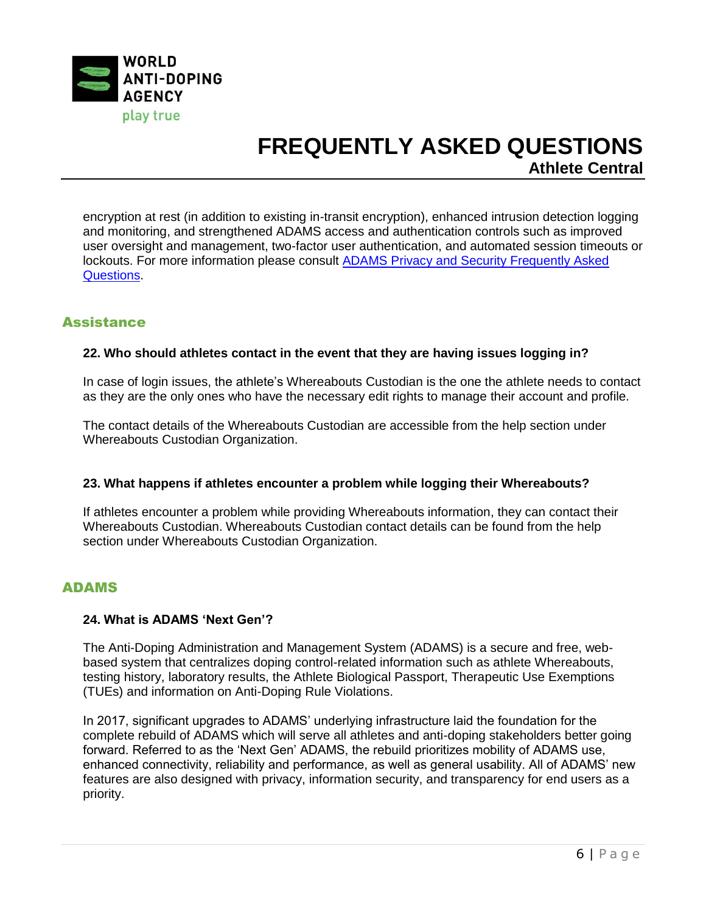encryption at rest (in addition to existing in-transit encryption), enhanced intrusion detection logging and monitoring, and strengthened ADAMS access and authentication controls such as improved user oversight and management, two-factor user authentication, and automated session timeouts or lockouts. For more information please consult [ADAMS Privacy and Security Frequently Asked Questions](ADAMS Privacy and Security Frequently Asked Questions).

## Assistance

### 22. Who should athletes contact in the event that they are having issues logging in?

In case of login issues, the athlete's Whereabouts Custodian is the one the athlete needs to contact as they are the only ones who have the necessary edit rights to manage their account and profile.

The contact details of the Whereabouts Custodian are accessible from the help section under Whereabouts Custodian Organization.

### 23. What happens if athletes encounter a problem while logging their Whereabouts?

If athletes encounter a problem while providing Whereabouts information, they can contact their Whereabouts Custodian. Whereabouts Custodian contact details can be found from the help section under Whereabouts Custodian Organization.

## ADAMS

### 24. What is ADAMS 'Next Gen'?

The Anti-Doping Administration and Management System (ADAMS) is a secure and free, web-based system that centralizes doping control-related information such as athlete Whereabouts, testing history, laboratory results, the Athlete Biological Passport, Therapeutic Use Exemptions (TUEs) and information on Anti-Doping Rule Violations.

In 2017, significant upgrades to ADAMS' underlying infrastructure laid the foundation for the complete rebuild of ADAMS which will serve all athletes and anti-doping stakeholders better going forward. Referred to as the 'Next Gen' ADAMS, the rebuild prioritizes mobility of ADAMS use, enhanced connectivity, reliability and performance, as well as general usability. All of ADAMS' new features are also designed with privacy, information security, and transparency for end users as a priority.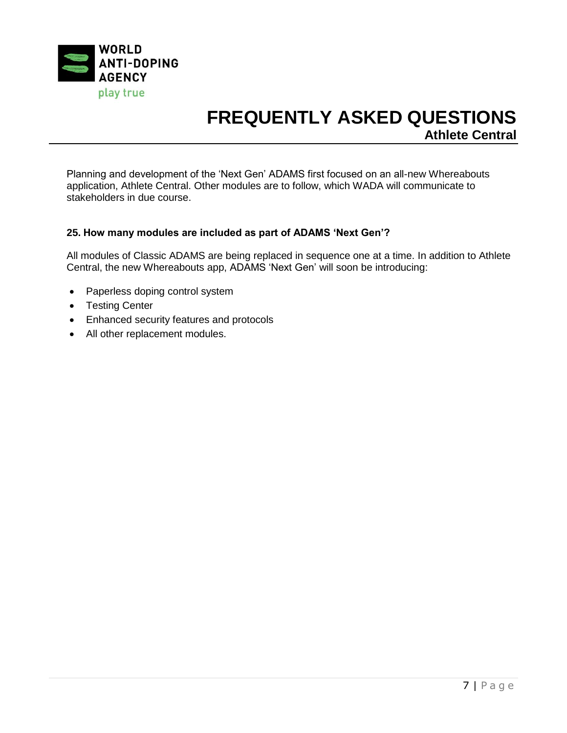Planning and development of the 'Next Gen' ADAMS first focused on an all-new Whereabouts application, Athlete Central. Other modules are to follow, which WADA will communicate to stakeholders in due course.

**25. How many modules are included as part of ADAMS 'Next Gen'?**

All modules of Classic ADAMS are being replaced in sequence one at a time. In addition to Athlete Central, the new Whereabouts app, ADAMS 'Next Gen' will soon be introducing:

- Paperless doping control system
- Testing Center
- Enhanced security features and protocols
- All other replacement modules.